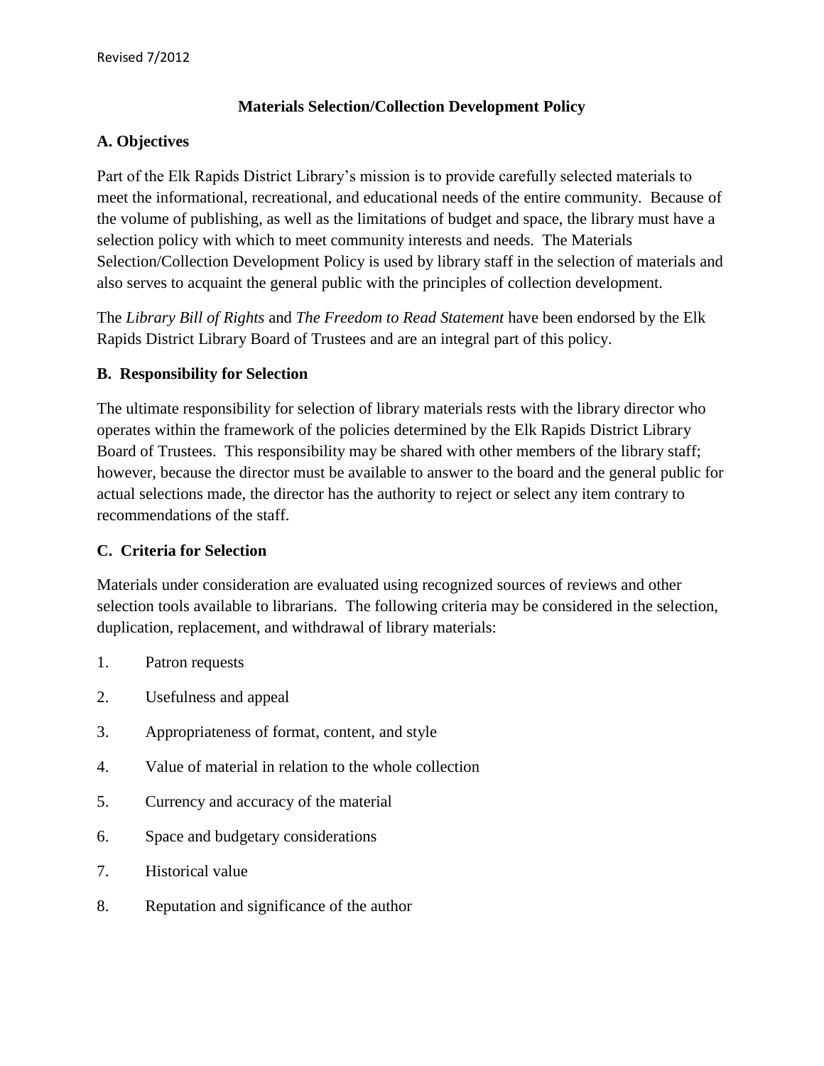Revised 7/2012

# Materials Selection/Collection Development Policy

## A. Objectives

Part of the Elk Rapids District Library's mission is to provide carefully selected materials to meet the informational, recreational, and educational needs of the entire community. Because of the volume of publishing, as well as the limitations of budget and space, the library must have a selection policy with which to meet community interests and needs. The Materials Selection/Collection Development Policy is used by library staff in the selection of materials and also serves to acquaint the general public with the principles of collection development.

The *Library Bill of Rights* and *The Freedom to Read Statement* have been endorsed by the Elk Rapids District Library Board of Trustees and are an integral part of this policy.

## B. Responsibility for Selection

The ultimate responsibility for selection of library materials rests with the library director who operates within the framework of the policies determined by the Elk Rapids District Library Board of Trustees. This responsibility may be shared with other members of the library staff; however, because the director must be available to answer to the board and the general public for actual selections made, the director has the authority to reject or select any item contrary to recommendations of the staff.

## C. Criteria for Selection

Materials under consideration are evaluated using recognized sources of reviews and other selection tools available to librarians. The following criteria may be considered in the selection, duplication, replacement, and withdrawal of library materials:

1. Patron requests
2. Usefulness and appeal
3. Appropriateness of format, content, and style
4. Value of material in relation to the whole collection
5. Currency and accuracy of the material
6. Space and budgetary considerations
7. Historical value
8. Reputation and significance of the author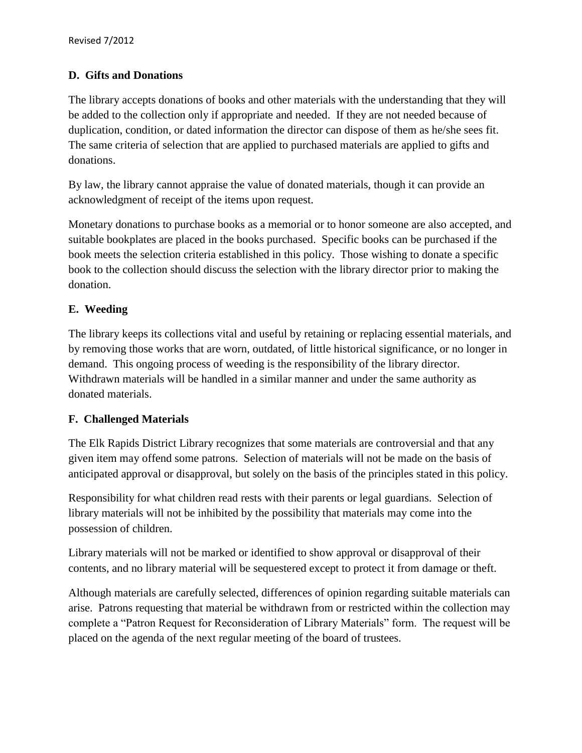Revised 7/2012

### D. Gifts and Donations

The library accepts donations of books and other materials with the understanding that they will be added to the collection only if appropriate and needed. If they are not needed because of duplication, condition, or dated information the director can dispose of them as he/she sees fit. The same criteria of selection that are applied to purchased materials are applied to gifts and donations.

By law, the library cannot appraise the value of donated materials, though it can provide an acknowledgment of receipt of the items upon request.

Monetary donations to purchase books as a memorial or to honor someone are also accepted, and suitable bookplates are placed in the books purchased. Specific books can be purchased if the book meets the selection criteria established in this policy. Those wishing to donate a specific book to the collection should discuss the selection with the library director prior to making the donation.

### E. Weeding

The library keeps its collections vital and useful by retaining or replacing essential materials, and by removing those works that are worn, outdated, of little historical significance, or no longer in demand. This ongoing process of weeding is the responsibility of the library director. Withdrawn materials will be handled in a similar manner and under the same authority as donated materials.

### F. Challenged Materials

The Elk Rapids District Library recognizes that some materials are controversial and that any given item may offend some patrons. Selection of materials will not be made on the basis of anticipated approval or disapproval, but solely on the basis of the principles stated in this policy.

Responsibility for what children read rests with their parents or legal guardians. Selection of library materials will not be inhibited by the possibility that materials may come into the possession of children.

Library materials will not be marked or identified to show approval or disapproval of their contents, and no library material will be sequestered except to protect it from damage or theft.

Although materials are carefully selected, differences of opinion regarding suitable materials can arise. Patrons requesting that material be withdrawn from or restricted within the collection may complete a "Patron Request for Reconsideration of Library Materials" form. The request will be placed on the agenda of the next regular meeting of the board of trustees.